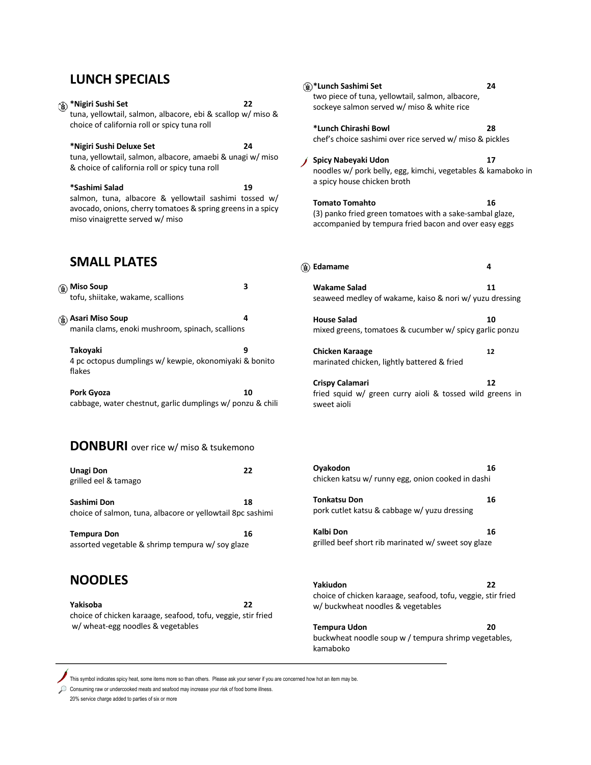## LUNCH SPECIALS

**\*Nigiri Sushi Set** **22**
tuna, yellowtail, salmon, albacore, ebi & scallop w/ miso & choice of california roll or spicy tuna roll

**\*Nigiri Sushi Deluxe Set** **24**
tuna, yellowtail, salmon, albacore, amaebi & unagi w/ miso & choice of california roll or spicy tuna roll

**\*Sashimi Salad** **19**
salmon, tuna, albacore & yellowtail sashimi tossed w/ avocado, onions, cherry tomatoes & spring greens in a spicy miso vinaigrette served w/ miso

**\*Lunch Sashimi Set** **24**
two piece of tuna, yellowtail, salmon, albacore, sockeye salmon served w/ miso & white rice

**\*Lunch Chirashi Bowl** **28**
chef's choice sashimi over rice served w/ miso & pickles

**Spicy Nabeyaki Udon** **17**
noodles w/ pork belly, egg, kimchi, vegetables & kamaboko in a spicy house chicken broth

**Tomato Tomahto** **16**
(3) panko fried green tomatoes with a sake-sambal glaze, accompanied by tempura fried bacon and over easy eggs

## SMALL PLATES

**Miso Soup** **3**
tofu, shiitake, wakame, scallions

**Asari Miso Soup** **4**
manila clams, enoki mushroom, spinach, scallions

**Takoyaki** **9**
4 pc octopus dumplings w/ kewpie, okonomiyaki & bonito flakes

**Pork Gyoza** **10**
cabbage, water chestnut, garlic dumplings w/ ponzu & chili

**Edamame** **4**

**Wakame Salad** **11**
seaweed medley of wakame, kaiso & nori w/ yuzu dressing

**House Salad** **10**
mixed greens, tomatoes & cucumber w/ spicy garlic ponzu

**Chicken Karaage** **12**
marinated chicken, lightly battered & fried

**Crispy Calamari** **12**
fried squid w/ green curry aioli & tossed wild greens in sweet aioli

## DONBURI over rice w/ miso & tsukemono

**Unagi Don** **22**
grilled eel & tamago

**Sashimi Don** **18**
choice of salmon, tuna, albacore or yellowtail 8pc sashimi

**Tempura Don** **16**
assorted vegetable & shrimp tempura w/ soy glaze

**Oyakodon** **16**
chicken katsu w/ runny egg, onion cooked in dashi

**Tonkatsu Don** **16**
pork cutlet katsu & cabbage w/ yuzu dressing

**Kalbi Don** **16**
grilled beef short rib marinated w/ sweet soy glaze

## NOODLES

**Yakisoba** **22**
choice of chicken karaage, seafood, tofu, veggie, stir fried w/ wheat-egg noodles & vegetables

**Yakiudon** **22**
choice of chicken karaage, seafood, tofu, veggie, stir fried w/ buckwheat noodles & vegetables

**Tempura Udon** **20**
buckwheat noodle soup w / tempura shrimp vegetables, kamaboko

---

This symbol indicates spicy heat, some items more so than others. Please ask your server if you are concerned how hot an item may be.

Consuming raw or undercooked meats and seafood may increase your risk of food borne illness.

20% service charge added to parties of six or more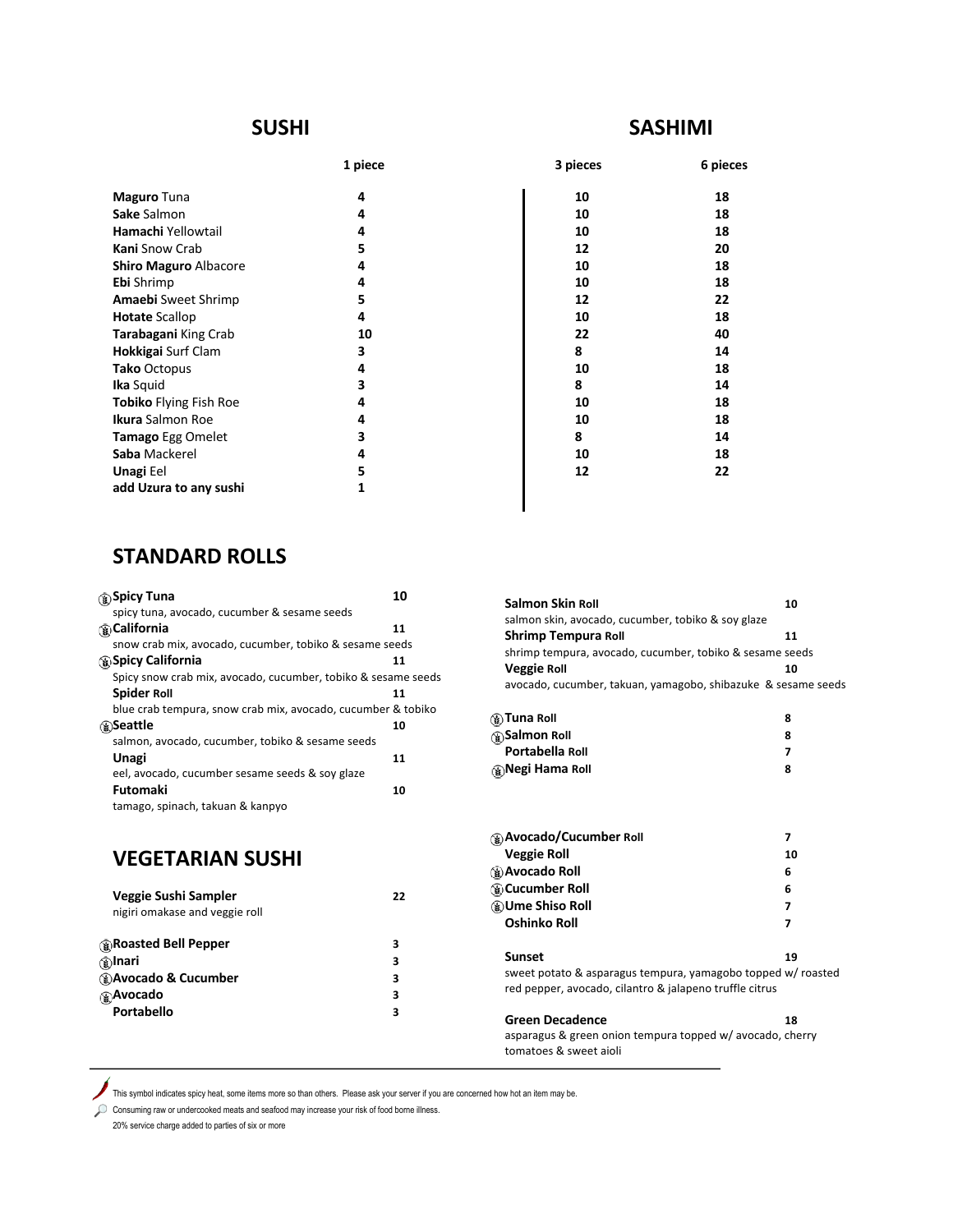## SUSHI / SASHIMI

| | Sushi 1 piece | Sashimi 3 pieces | Sashimi 6 pieces |
|---|---|---|---|
| **Maguro** Tuna | 4 | 10 | 18 |
| **Sake** Salmon | 4 | 10 | 18 |
| **Hamachi** Yellowtail | 4 | 10 | 18 |
| **Kani** Snow Crab | 5 | 12 | 20 |
| **Shiro Maguro** Albacore | 4 | 10 | 18 |
| **Ebi** Shrimp | 4 | 10 | 18 |
| **Amaebi** Sweet Shrimp | 5 | 12 | 22 |
| **Hotate** Scallop | 4 | 10 | 18 |
| **Tarabagani** King Crab | 10 | 22 | 40 |
| **Hokkigai** Surf Clam | 3 | 8 | 14 |
| **Tako** Octopus | 4 | 10 | 18 |
| **Ika** Squid | 3 | 8 | 14 |
| **Tobiko** Flying Fish Roe | 4 | 10 | 18 |
| **Ikura** Salmon Roe | 4 | 10 | 18 |
| **Tamago** Egg Omelet | 3 | 8 | 14 |
| **Saba** Mackerel | 4 | 10 | 18 |
| **Unagi** Eel | 5 | 12 | 22 |
| **add Uzura to any sushi** | 1 | | |

## STANDARD ROLLS

**Spicy Tuna** 10
spicy tuna, avocado, cucumber & sesame seeds

**California** 11
snow crab mix, avocado, cucumber, tobiko & sesame seeds

**Spicy California** 11
Spicy snow crab mix, avocado, cucumber, tobiko & sesame seeds

**Spider Roll** 11
blue crab tempura, snow crab mix, avocado, cucumber & tobiko

**Seattle** 10
salmon, avocado, cucumber, tobiko & sesame seeds

**Unagi** 11
eel, avocado, cucumber sesame seeds & soy glaze

**Futomaki** 10
tamago, spinach, takuan & kanpyo

**Salmon Skin Roll** 10
salmon skin, avocado, cucumber, tobiko & soy glaze

**Shrimp Tempura Roll** 11
shrimp tempura, avocado, cucumber, tobiko & sesame seeds

**Veggie Roll** 10
avocado, cucumber, takuan, yamagobo, shibazuke & sesame seeds

**Tuna Roll** 8
**Salmon Roll** 8
**Portabella Roll** 7
**Negi Hama Roll** 8

## VEGETARIAN SUSHI

**Veggie Sushi Sampler** 22
nigiri omakase and veggie roll

**Roasted Bell Pepper** 3
**Inari** 3
**Avocado & Cucumber** 3
**Avocado** 3
**Portabello** 3

**Avocado/Cucumber Roll** 7
**Veggie Roll** 10
**Avocado Roll** 6
**Cucumber Roll** 6
**Ume Shiso Roll** 7
**Oshinko Roll** 7

**Sunset** 19
sweet potato & asparagus tempura, yamagobo topped w/ roasted red pepper, avocado, cilantro & jalapeno truffle citrus

**Green Decadence** 18
asparagus & green onion tempura topped w/ avocado, cherry tomatoes & sweet aioli

---

This symbol indicates spicy heat, some items more so than others. Please ask your server if you are concerned how hot an item may be.

Consuming raw or undercooked meats and seafood may increase your risk of food borne illness.

20% service charge added to parties of six or more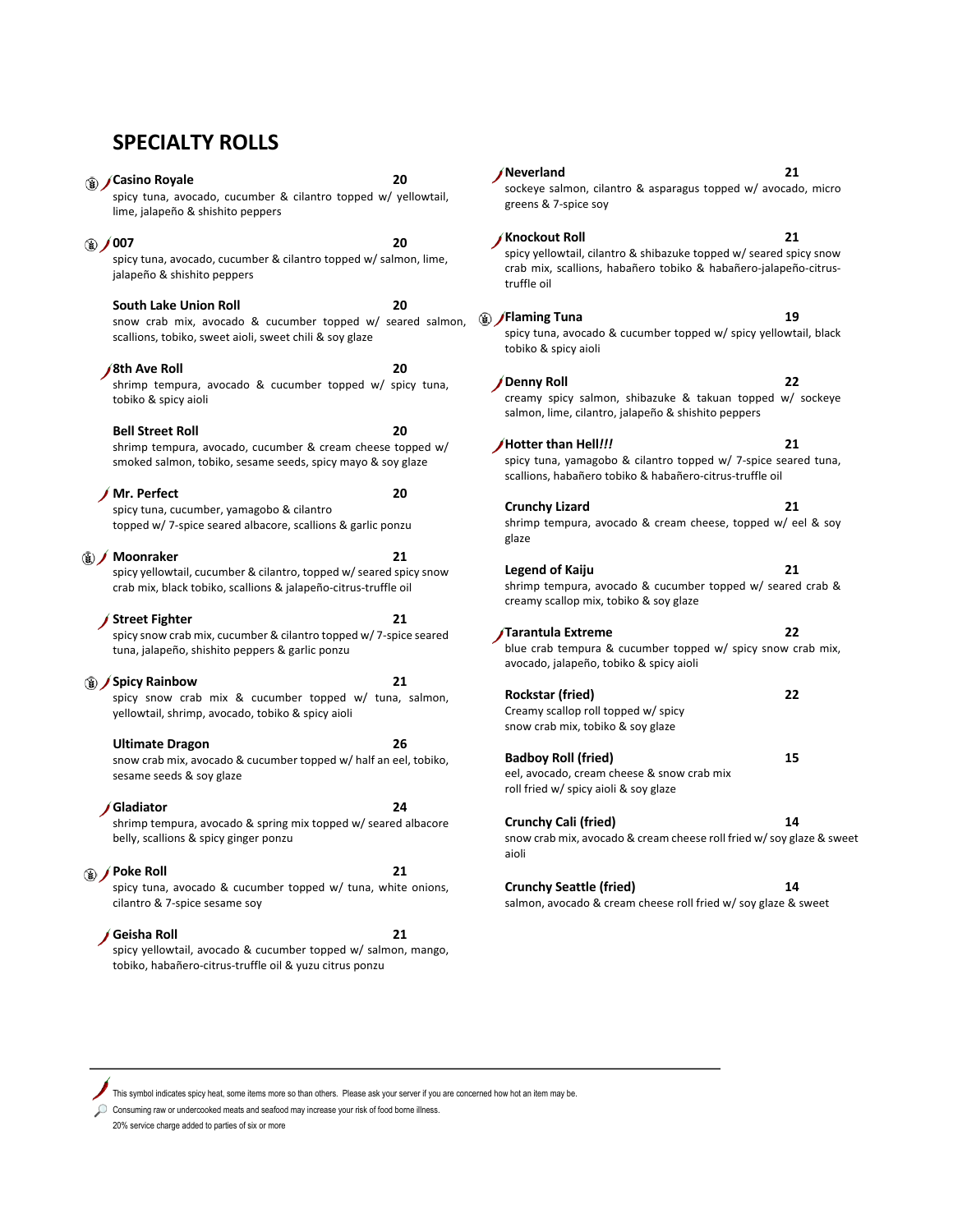# SPECIALTY ROLLS

**Casino Royale** 20
spicy tuna, avocado, cucumber & cilantro topped w/ yellowtail, lime, jalapeño & shishito peppers

**007** 20
spicy tuna, avocado, cucumber & cilantro topped w/ salmon, lime, jalapeño & shishito peppers

**South Lake Union Roll** 20
snow crab mix, avocado & cucumber topped w/ seared salmon, scallions, tobiko, sweet aioli, sweet chili & soy glaze

**8th Ave Roll** 20
shrimp tempura, avocado & cucumber topped w/ spicy tuna, tobiko & spicy aioli

**Bell Street Roll** 20
shrimp tempura, avocado, cucumber & cream cheese topped w/ smoked salmon, tobiko, sesame seeds, spicy mayo & soy glaze

**Mr. Perfect** 20
spicy tuna, cucumber, yamagobo & cilantro topped w/ 7-spice seared albacore, scallions & garlic ponzu

**Moonraker** 21
spicy yellowtail, cucumber & cilantro, topped w/ seared spicy snow crab mix, black tobiko, scallions & jalapeño-citrus-truffle oil

**Street Fighter** 21
spicy snow crab mix, cucumber & cilantro topped w/ 7-spice seared tuna, jalapeño, shishito peppers & garlic ponzu

**Spicy Rainbow** 21
spicy snow crab mix & cucumber topped w/ tuna, salmon, yellowtail, shrimp, avocado, tobiko & spicy aioli

**Ultimate Dragon** 26
snow crab mix, avocado & cucumber topped w/ half an eel, tobiko, sesame seeds & soy glaze

**Gladiator** 24
shrimp tempura, avocado & spring mix topped w/ seared albacore belly, scallions & spicy ginger ponzu

**Poke Roll** 21
spicy tuna, avocado & cucumber topped w/ tuna, white onions, cilantro & 7-spice sesame soy

**Geisha Roll** 21
spicy yellowtail, avocado & cucumber topped w/ salmon, mango, tobiko, habañero-citrus-truffle oil & yuzu citrus ponzu

**Neverland** 21
sockeye salmon, cilantro & asparagus topped w/ avocado, micro greens & 7-spice soy

**Knockout Roll** 21
spicy yellowtail, cilantro & shibazuke topped w/ seared spicy snow crab mix, scallions, habañero tobiko & habañero-jalapeño-citrus-truffle oil

**Flaming Tuna** 19
spicy tuna, avocado & cucumber topped w/ spicy yellowtail, black tobiko & spicy aioli

**Denny Roll** 22
creamy spicy salmon, shibazuke & takuan topped w/ sockeye salmon, lime, cilantro, jalapeño & shishito peppers

***Hotter than Hell!!!*** 21
spicy tuna, yamagobo & cilantro topped w/ 7-spice seared tuna, scallions, habañero tobiko & habañero-citrus-truffle oil

**Crunchy Lizard** 21
shrimp tempura, avocado & cream cheese, topped w/ eel & soy glaze

**Legend of Kaiju** 21
shrimp tempura, avocado & cucumber topped w/ seared crab & creamy scallop mix, tobiko & soy glaze

**Tarantula Extreme** 22
blue crab tempura & cucumber topped w/ spicy snow crab mix, avocado, jalapeño, tobiko & spicy aioli

**Rockstar (fried)** 22
Creamy scallop roll topped w/ spicy snow crab mix, tobiko & soy glaze

**Badboy Roll (fried)** 15
eel, avocado, cream cheese & snow crab mix roll fried w/ spicy aioli & soy glaze

**Crunchy Cali (fried)** 14
snow crab mix, avocado & cream cheese roll fried w/ soy glaze & sweet aioli

**Crunchy Seattle (fried)** 14
salmon, avocado & cream cheese roll fried w/ soy glaze & sweet

---

This symbol indicates spicy heat, some items more so than others. Please ask your server if you are concerned how hot an item may be.

Consuming raw or undercooked meats and seafood may increase your risk of food borne illness.

20% service charge added to parties of six or more